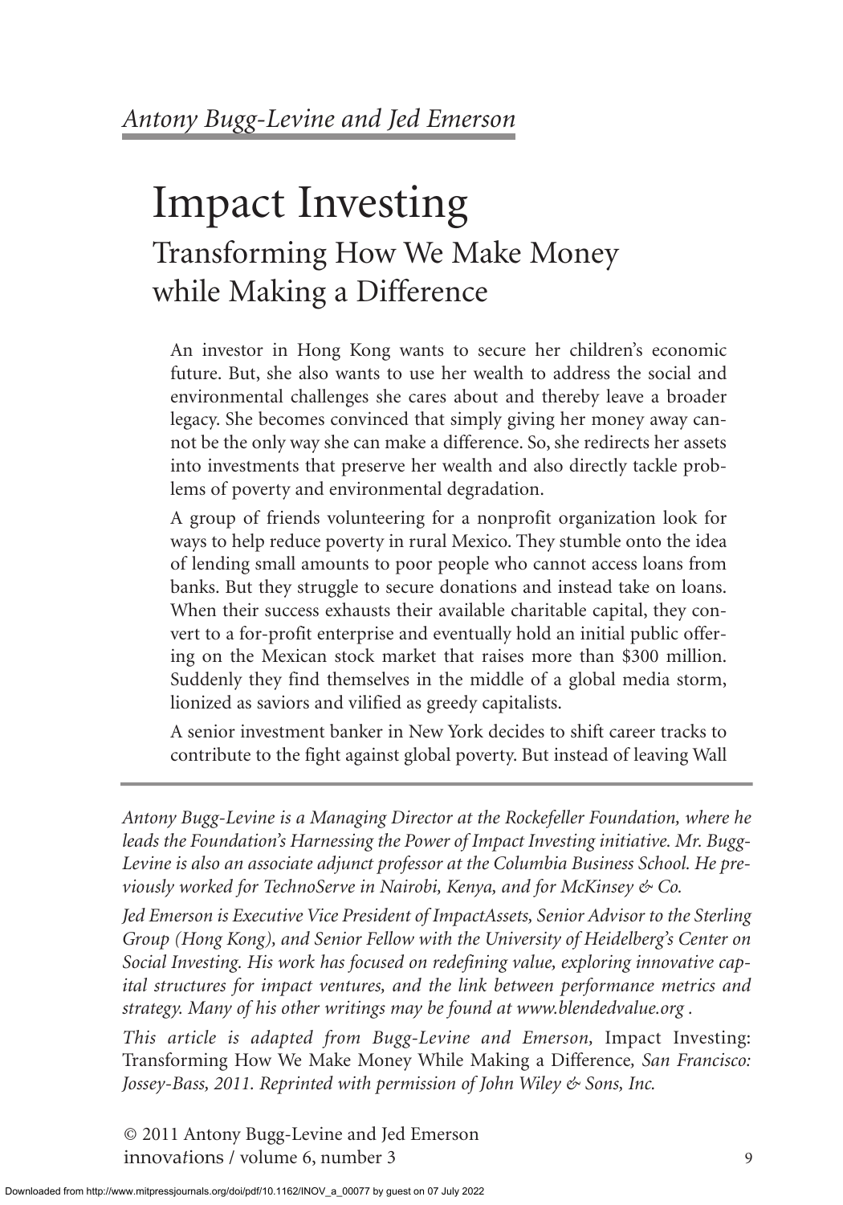*Antony Bugg-Levine and Jed Emerson*

# Impact Investing

## Transforming How We Make Money while Making a Difference

An investor in Hong Kong wants to secure her children's economic future. But, she also wants to use her wealth to address the social and environmental challenges she cares about and thereby leave a broader legacy. She becomes convinced that simply giving her money away cannot be the only way she can make a difference. So, she redirects her assets into investments that preserve her wealth and also directly tackle problems of poverty and environmental degradation.

A group of friends volunteering for a nonprofit organization look for ways to help reduce poverty in rural Mexico. They stumble onto the idea of lending small amounts to poor people who cannot access loans from banks. But they struggle to secure donations and instead take on loans. When their success exhausts their available charitable capital, they convert to a for-profit enterprise and eventually hold an initial public offering on the Mexican stock market that raises more than $300 million. Suddenly they find themselves in the middle of a global media storm, lionized as saviors and vilified as greedy capitalists.

A senior investment banker in New York decides to shift career tracks to contribute to the fight against global poverty. But instead of leaving Wall

---

*Antony Bugg-Levine is a Managing Director at the Rockefeller Foundation, where he leads the Foundation's Harnessing the Power of Impact Investing initiative. Mr. Bugg-Levine is also an associate adjunct professor at the Columbia Business School. He previously worked for TechnoServe in Nairobi, Kenya, and for McKinsey & Co.*

*Jed Emerson is Executive Vice President of ImpactAssets, Senior Advisor to the Sterling Group (Hong Kong), and Senior Fellow with the University of Heidelberg's Center on Social Investing. His work has focused on redefining value, exploring innovative capital structures for impact ventures, and the link between performance metrics and strategy. Many of his other writings may be found at www.blendedvalue.org .*

*This article is adapted from Bugg-Levine and Emerson,* Impact Investing: Transforming How We Make Money While Making a Difference, *San Francisco: Jossey-Bass, 2011. Reprinted with permission of John Wiley & Sons, Inc.*

© 2011 Antony Bugg-Levine and Jed Emerson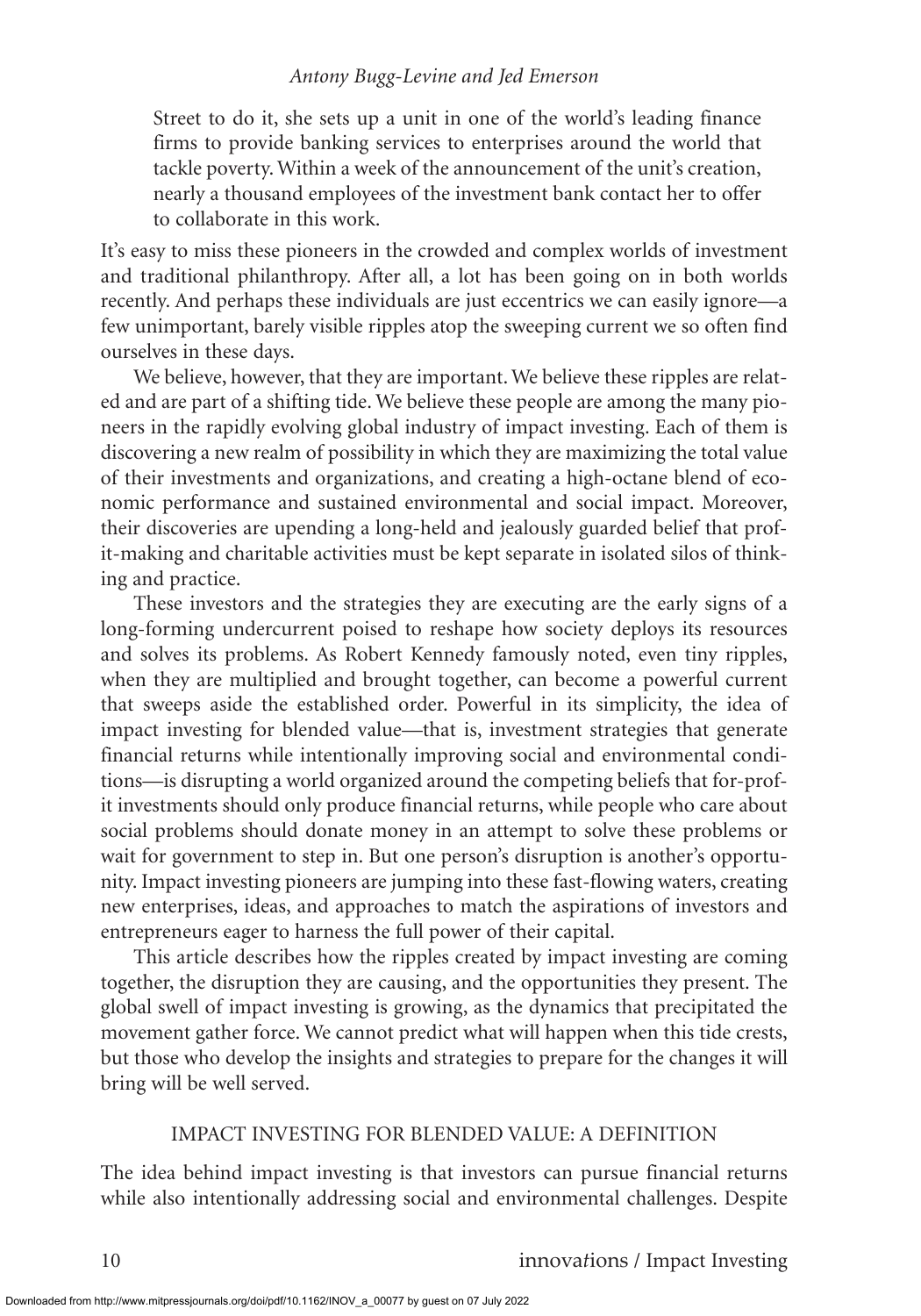Street to do it, she sets up a unit in one of the world's leading finance firms to provide banking services to enterprises around the world that tackle poverty. Within a week of the announcement of the unit's creation, nearly a thousand employees of the investment bank contact her to offer to collaborate in this work.

It's easy to miss these pioneers in the crowded and complex worlds of investment and traditional philanthropy. After all, a lot has been going on in both worlds recently. And perhaps these individuals are just eccentrics we can easily ignore—a few unimportant, barely visible ripples atop the sweeping current we so often find ourselves in these days.

We believe, however, that they are important. We believe these ripples are related and are part of a shifting tide. We believe these people are among the many pioneers in the rapidly evolving global industry of impact investing. Each of them is discovering a new realm of possibility in which they are maximizing the total value of their investments and organizations, and creating a high-octane blend of economic performance and sustained environmental and social impact. Moreover, their discoveries are upending a long-held and jealously guarded belief that profit-making and charitable activities must be kept separate in isolated silos of thinking and practice.

These investors and the strategies they are executing are the early signs of a long-forming undercurrent poised to reshape how society deploys its resources and solves its problems. As Robert Kennedy famously noted, even tiny ripples, when they are multiplied and brought together, can become a powerful current that sweeps aside the established order. Powerful in its simplicity, the idea of impact investing for blended value—that is, investment strategies that generate financial returns while intentionally improving social and environmental conditions—is disrupting a world organized around the competing beliefs that for-profit investments should only produce financial returns, while people who care about social problems should donate money in an attempt to solve these problems or wait for government to step in. But one person's disruption is another's opportunity. Impact investing pioneers are jumping into these fast-flowing waters, creating new enterprises, ideas, and approaches to match the aspirations of investors and entrepreneurs eager to harness the full power of their capital.

This article describes how the ripples created by impact investing are coming together, the disruption they are causing, and the opportunities they present. The global swell of impact investing is growing, as the dynamics that precipitated the movement gather force. We cannot predict what will happen when this tide crests, but those who develop the insights and strategies to prepare for the changes it will bring will be well served.

## IMPACT INVESTING FOR BLENDED VALUE: A DEFINITION

The idea behind impact investing is that investors can pursue financial returns while also intentionally addressing social and environmental challenges. Despite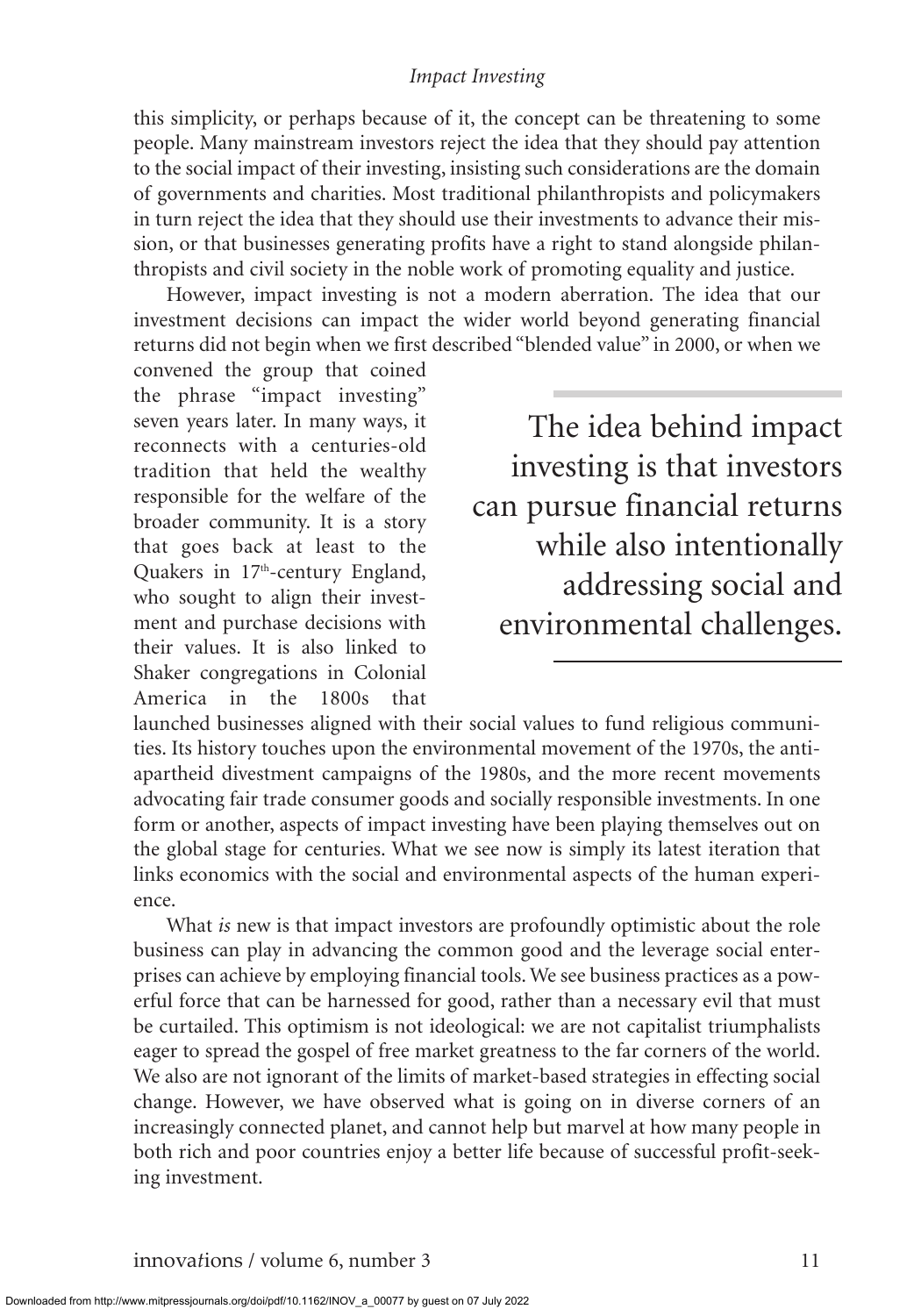this simplicity, or perhaps because of it, the concept can be threatening to some people. Many mainstream investors reject the idea that they should pay attention to the social impact of their investing, insisting such considerations are the domain of governments and charities. Most traditional philanthropists and policymakers in turn reject the idea that they should use their investments to advance their mission, or that businesses generating profits have a right to stand alongside philanthropists and civil society in the noble work of promoting equality and justice.

However, impact investing is not a modern aberration. The idea that our investment decisions can impact the wider world beyond generating financial returns did not begin when we first described "blended value" in 2000, or when we convened the group that coined the phrase "impact investing" seven years later. In many ways, it reconnects with a centuries-old tradition that held the wealthy responsible for the welfare of the broader community. It is a story that goes back at least to the Quakers in 17[th]-century England, who sought to align their investment and purchase decisions with their values. It is also linked to Shaker congregations in Colonial America in the 1800s that launched businesses aligned with their social values to fund religious communities. Its history touches upon the environmental movement of the 1970s, the anti-apartheid divestment campaigns of the 1980s, and the more recent movements advocating fair trade consumer goods and socially responsible investments. In one form or another, aspects of impact investing have been playing themselves out on the global stage for centuries. What we see now is simply its latest iteration that links economics with the social and environmental aspects of the human experience.

> The idea behind impact investing is that investors can pursue financial returns while also intentionally addressing social and environmental challenges.

What *is* new is that impact investors are profoundly optimistic about the role business can play in advancing the common good and the leverage social enterprises can achieve by employing financial tools. We see business practices as a powerful force that can be harnessed for good, rather than a necessary evil that must be curtailed. This optimism is not ideological: we are not capitalist triumphalists eager to spread the gospel of free market greatness to the far corners of the world. We also are not ignorant of the limits of market-based strategies in effecting social change. However, we have observed what is going on in diverse corners of an increasingly connected planet, and cannot help but marvel at how many people in both rich and poor countries enjoy a better life because of successful profit-seeking investment.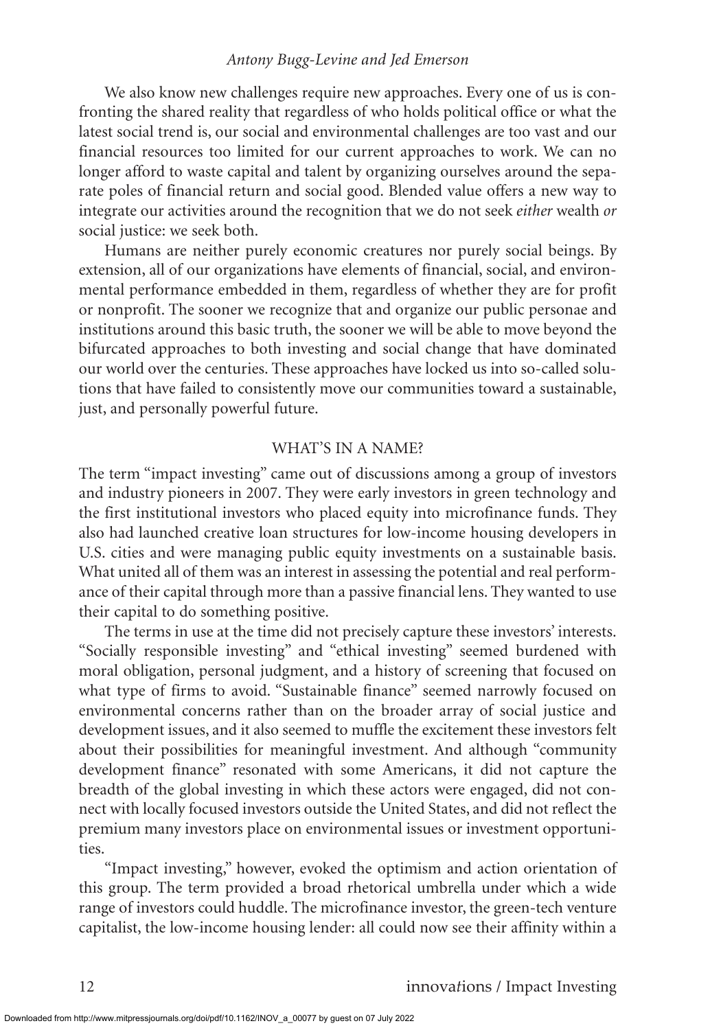We also know new challenges require new approaches. Every one of us is confronting the shared reality that regardless of who holds political office or what the latest social trend is, our social and environmental challenges are too vast and our financial resources too limited for our current approaches to work. We can no longer afford to waste capital and talent by organizing ourselves around the separate poles of financial return and social good. Blended value offers a new way to integrate our activities around the recognition that we do not seek *either* wealth *or* social justice: we seek both.

Humans are neither purely economic creatures nor purely social beings. By extension, all of our organizations have elements of financial, social, and environmental performance embedded in them, regardless of whether they are for profit or nonprofit. The sooner we recognize that and organize our public personae and institutions around this basic truth, the sooner we will be able to move beyond the bifurcated approaches to both investing and social change that have dominated our world over the centuries. These approaches have locked us into so-called solutions that have failed to consistently move our communities toward a sustainable, just, and personally powerful future.

## WHAT'S IN A NAME?

The term "impact investing" came out of discussions among a group of investors and industry pioneers in 2007. They were early investors in green technology and the first institutional investors who placed equity into microfinance funds. They also had launched creative loan structures for low-income housing developers in U.S. cities and were managing public equity investments on a sustainable basis. What united all of them was an interest in assessing the potential and real performance of their capital through more than a passive financial lens. They wanted to use their capital to do something positive.

The terms in use at the time did not precisely capture these investors' interests. "Socially responsible investing" and "ethical investing" seemed burdened with moral obligation, personal judgment, and a history of screening that focused on what type of firms to avoid. "Sustainable finance" seemed narrowly focused on environmental concerns rather than on the broader array of social justice and development issues, and it also seemed to muffle the excitement these investors felt about their possibilities for meaningful investment. And although "community development finance" resonated with some Americans, it did not capture the breadth of the global investing in which these actors were engaged, did not connect with locally focused investors outside the United States, and did not reflect the premium many investors place on environmental issues or investment opportunities.

"Impact investing," however, evoked the optimism and action orientation of this group. The term provided a broad rhetorical umbrella under which a wide range of investors could huddle. The microfinance investor, the green-tech venture capitalist, the low-income housing lender: all could now see their affinity within a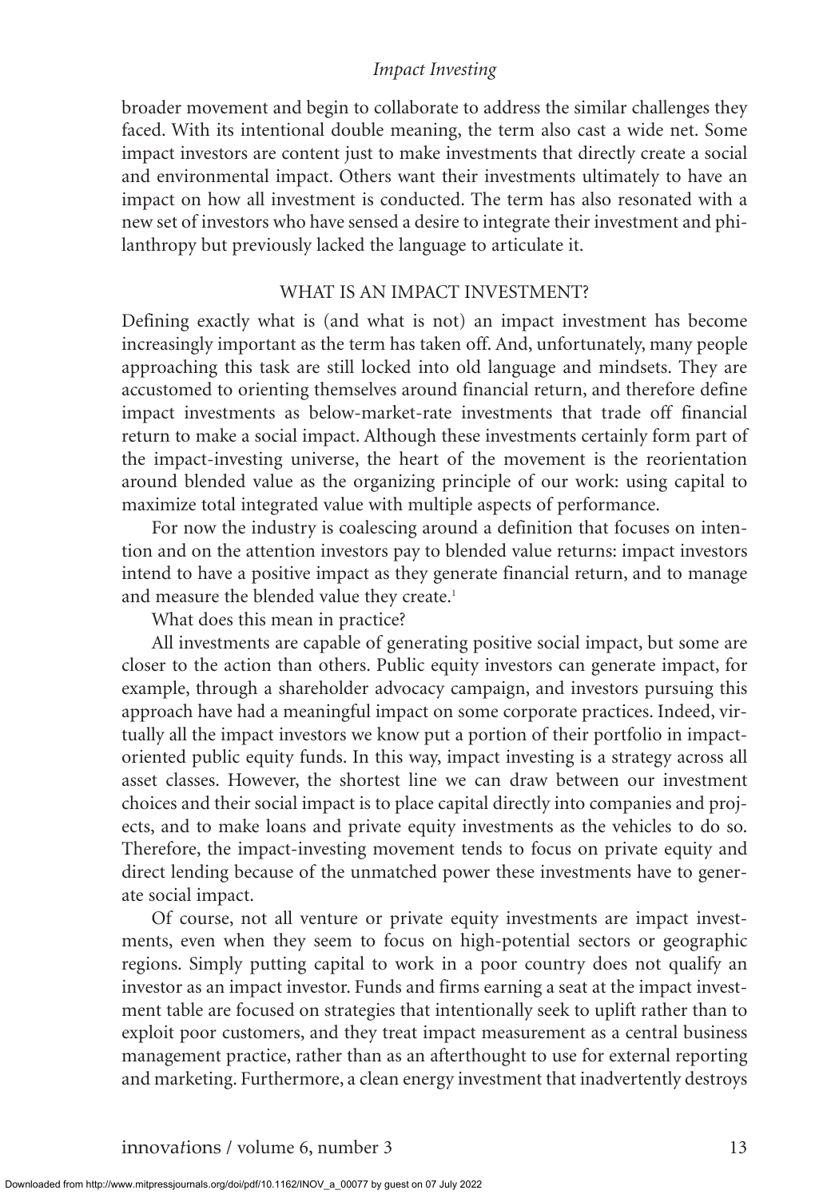broader movement and begin to collaborate to address the similar challenges they faced. With its intentional double meaning, the term also cast a wide net. Some impact investors are content just to make investments that directly create a social and environmental impact. Others want their investments ultimately to have an impact on how all investment is conducted. The term has also resonated with a new set of investors who have sensed a desire to integrate their investment and philanthropy but previously lacked the language to articulate it.

## WHAT IS AN IMPACT INVESTMENT?

Defining exactly what is (and what is not) an impact investment has become increasingly important as the term has taken off. And, unfortunately, many people approaching this task are still locked into old language and mindsets. They are accustomed to orienting themselves around financial return, and therefore define impact investments as below-market-rate investments that trade off financial return to make a social impact. Although these investments certainly form part of the impact-investing universe, the heart of the movement is the reorientation around blended value as the organizing principle of our work: using capital to maximize total integrated value with multiple aspects of performance.

For now the industry is coalescing around a definition that focuses on intention and on the attention investors pay to blended value returns: impact investors intend to have a positive impact as they generate financial return, and to manage and measure the blended value they create.[1]

What does this mean in practice?

All investments are capable of generating positive social impact, but some are closer to the action than others. Public equity investors can generate impact, for example, through a shareholder advocacy campaign, and investors pursuing this approach have had a meaningful impact on some corporate practices. Indeed, virtually all the impact investors we know put a portion of their portfolio in impact-oriented public equity funds. In this way, impact investing is a strategy across all asset classes. However, the shortest line we can draw between our investment choices and their social impact is to place capital directly into companies and projects, and to make loans and private equity investments as the vehicles to do so. Therefore, the impact-investing movement tends to focus on private equity and direct lending because of the unmatched power these investments have to generate social impact.

Of course, not all venture or private equity investments are impact investments, even when they seem to focus on high-potential sectors or geographic regions. Simply putting capital to work in a poor country does not qualify an investor as an impact investor. Funds and firms earning a seat at the impact investment table are focused on strategies that intentionally seek to uplift rather than to exploit poor customers, and they treat impact measurement as a central business management practice, rather than as an afterthought to use for external reporting and marketing. Furthermore, a clean energy investment that inadvertently destroys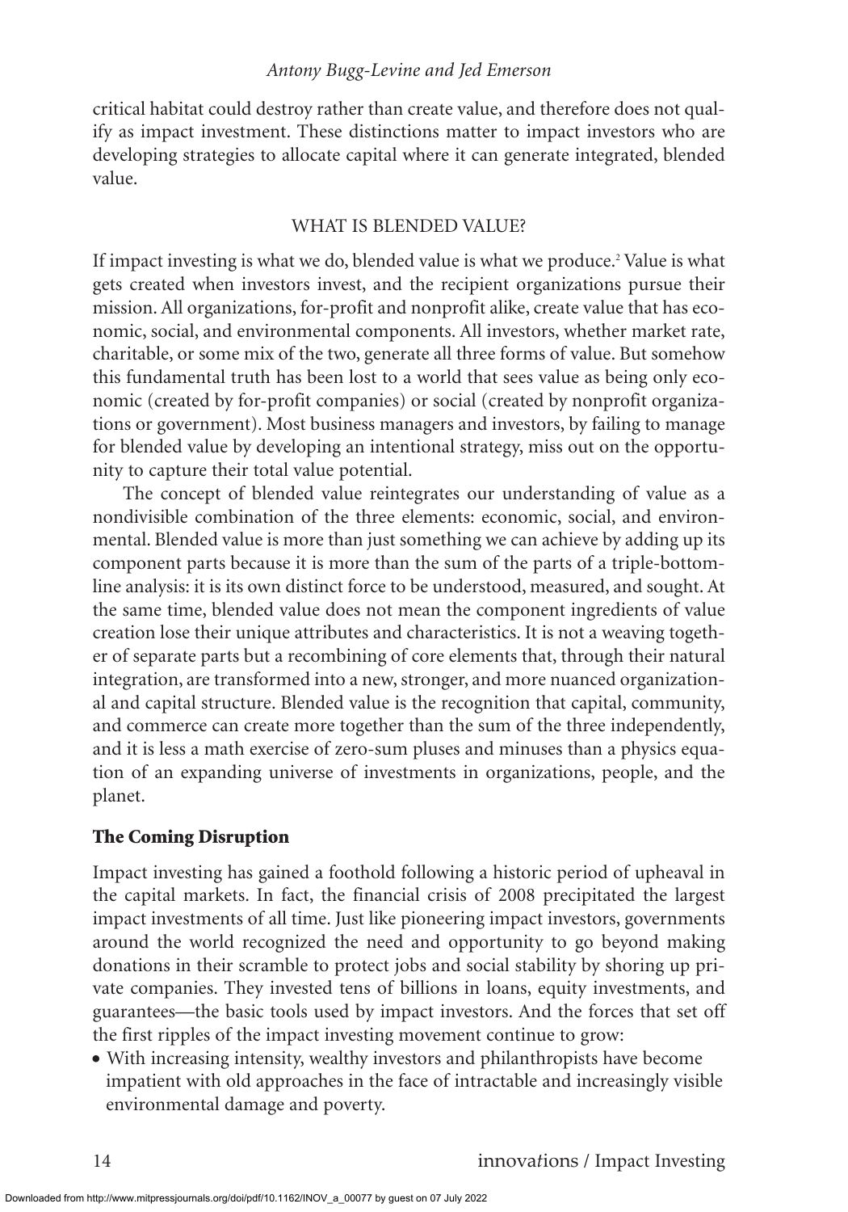critical habitat could destroy rather than create value, and therefore does not qualify as impact investment. These distinctions matter to impact investors who are developing strategies to allocate capital where it can generate integrated, blended value.

## WHAT IS BLENDED VALUE?

If impact investing is what we do, blended value is what we produce.[2] Value is what gets created when investors invest, and the recipient organizations pursue their mission. All organizations, for-profit and nonprofit alike, create value that has economic, social, and environmental components. All investors, whether market rate, charitable, or some mix of the two, generate all three forms of value. But somehow this fundamental truth has been lost to a world that sees value as being only economic (created by for-profit companies) or social (created by nonprofit organizations or government). Most business managers and investors, by failing to manage for blended value by developing an intentional strategy, miss out on the opportunity to capture their total value potential.

The concept of blended value reintegrates our understanding of value as a nondivisible combination of the three elements: economic, social, and environmental. Blended value is more than just something we can achieve by adding up its component parts because it is more than the sum of the parts of a triple-bottom-line analysis: it is its own distinct force to be understood, measured, and sought. At the same time, blended value does not mean the component ingredients of value creation lose their unique attributes and characteristics. It is not a weaving together of separate parts but a recombining of core elements that, through their natural integration, are transformed into a new, stronger, and more nuanced organizational and capital structure. Blended value is the recognition that capital, community, and commerce can create more together than the sum of the three independently, and it is less a math exercise of zero-sum pluses and minuses than a physics equation of an expanding universe of investments in organizations, people, and the planet.

### The Coming Disruption

Impact investing has gained a foothold following a historic period of upheaval in the capital markets. In fact, the financial crisis of 2008 precipitated the largest impact investments of all time. Just like pioneering impact investors, governments around the world recognized the need and opportunity to go beyond making donations in their scramble to protect jobs and social stability by shoring up private companies. They invested tens of billions in loans, equity investments, and guarantees—the basic tools used by impact investors. And the forces that set off the first ripples of the impact investing movement continue to grow:

- With increasing intensity, wealthy investors and philanthropists have become impatient with old approaches in the face of intractable and increasingly visible environmental damage and poverty.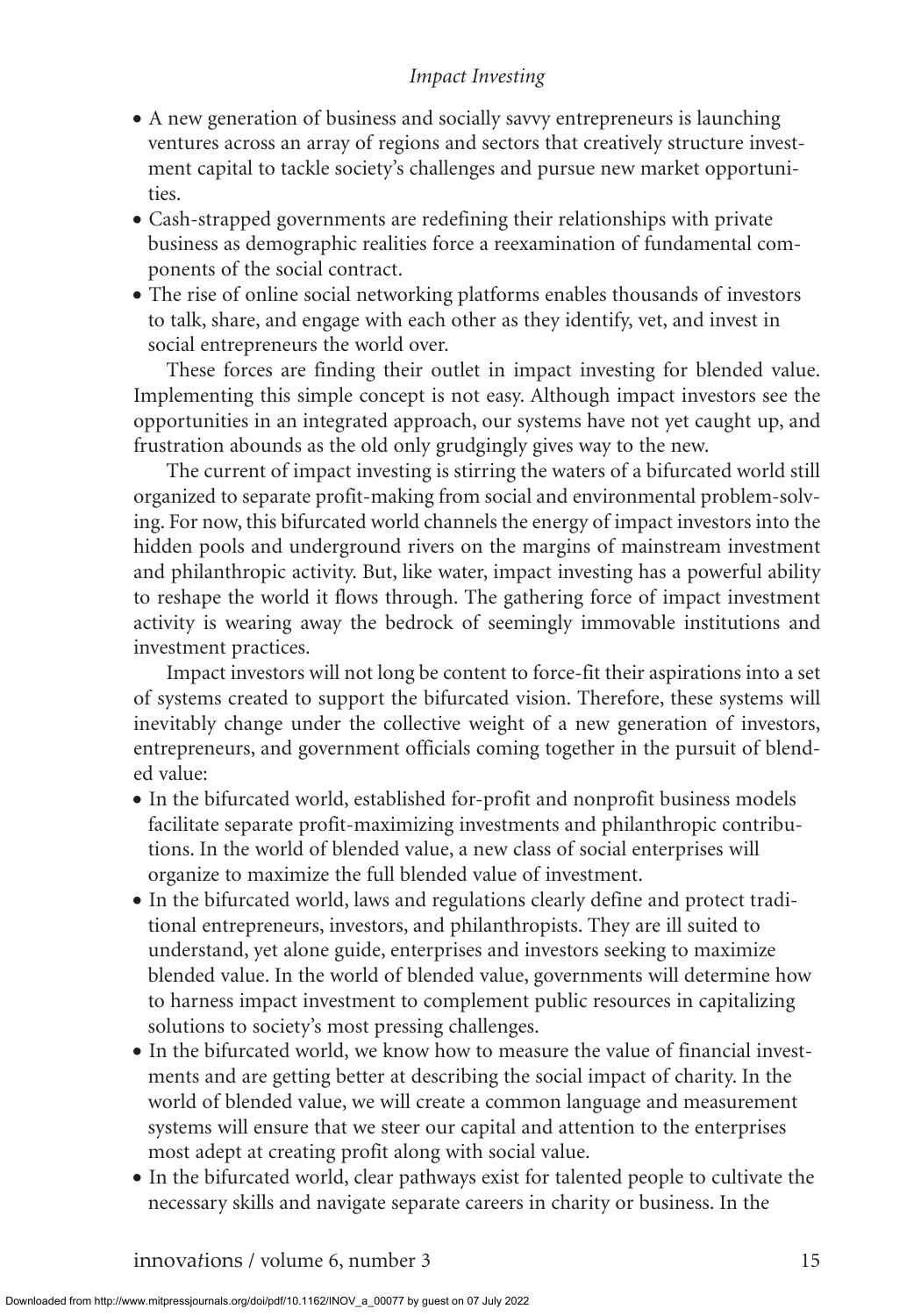- A new generation of business and socially savvy entrepreneurs is launching ventures across an array of regions and sectors that creatively structure investment capital to tackle society's challenges and pursue new market opportunities.
- Cash-strapped governments are redefining their relationships with private business as demographic realities force a reexamination of fundamental components of the social contract.
- The rise of online social networking platforms enables thousands of investors to talk, share, and engage with each other as they identify, vet, and invest in social entrepreneurs the world over.

These forces are finding their outlet in impact investing for blended value. Implementing this simple concept is not easy. Although impact investors see the opportunities in an integrated approach, our systems have not yet caught up, and frustration abounds as the old only grudgingly gives way to the new.

The current of impact investing is stirring the waters of a bifurcated world still organized to separate profit-making from social and environmental problem-solving. For now, this bifurcated world channels the energy of impact investors into the hidden pools and underground rivers on the margins of mainstream investment and philanthropic activity. But, like water, impact investing has a powerful ability to reshape the world it flows through. The gathering force of impact investment activity is wearing away the bedrock of seemingly immovable institutions and investment practices.

Impact investors will not long be content to force-fit their aspirations into a set of systems created to support the bifurcated vision. Therefore, these systems will inevitably change under the collective weight of a new generation of investors, entrepreneurs, and government officials coming together in the pursuit of blended value:

- In the bifurcated world, established for-profit and nonprofit business models facilitate separate profit-maximizing investments and philanthropic contributions. In the world of blended value, a new class of social enterprises will organize to maximize the full blended value of investment.
- In the bifurcated world, laws and regulations clearly define and protect traditional entrepreneurs, investors, and philanthropists. They are ill suited to understand, yet alone guide, enterprises and investors seeking to maximize blended value. In the world of blended value, governments will determine how to harness impact investment to complement public resources in capitalizing solutions to society's most pressing challenges.
- In the bifurcated world, we know how to measure the value of financial investments and are getting better at describing the social impact of charity. In the world of blended value, we will create a common language and measurement systems will ensure that we steer our capital and attention to the enterprises most adept at creating profit along with social value.
- In the bifurcated world, clear pathways exist for talented people to cultivate the necessary skills and navigate separate careers in charity or business. In the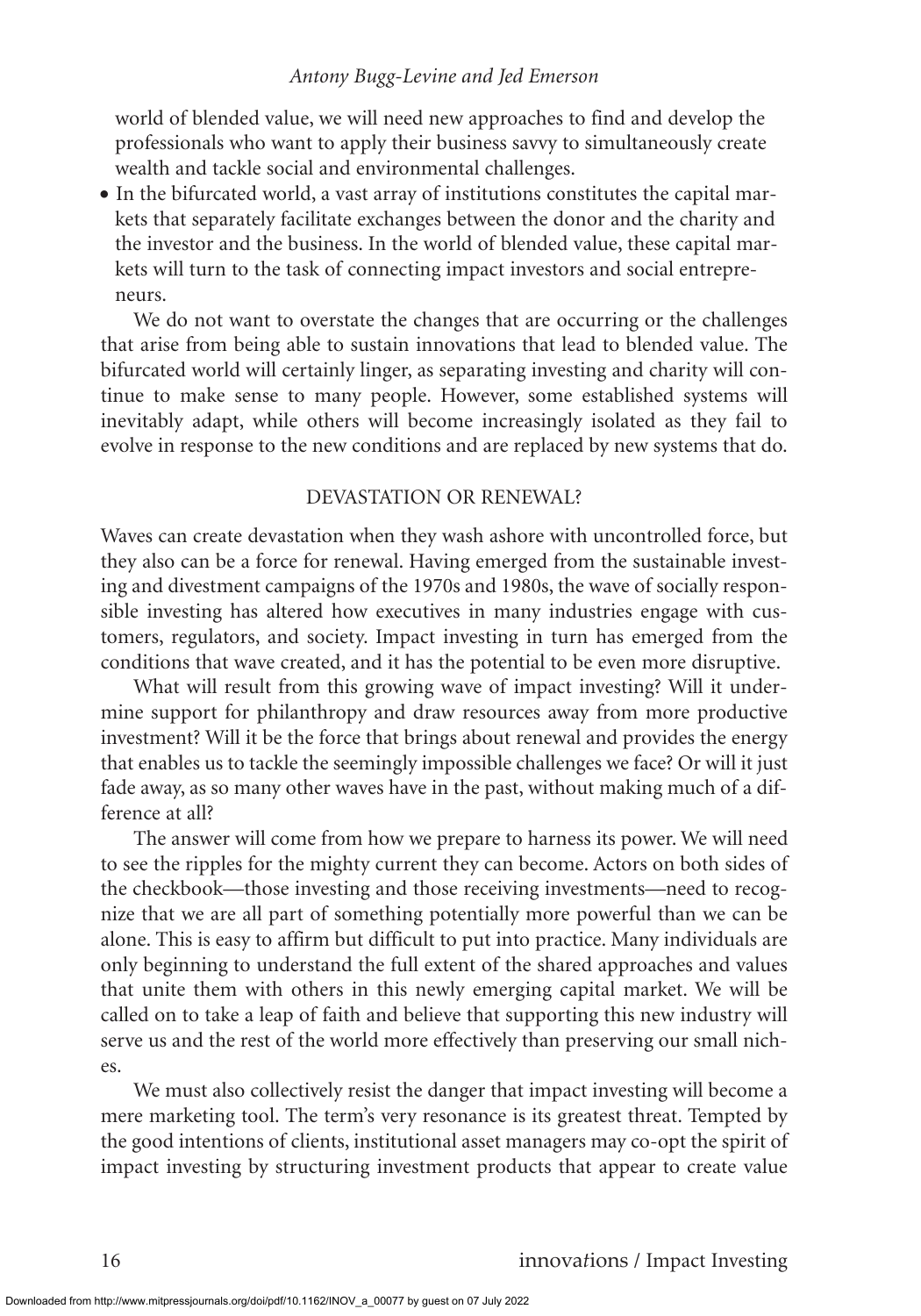world of blended value, we will need new approaches to find and develop the professionals who want to apply their business savvy to simultaneously create wealth and tackle social and environmental challenges.

- In the bifurcated world, a vast array of institutions constitutes the capital markets that separately facilitate exchanges between the donor and the charity and the investor and the business. In the world of blended value, these capital markets will turn to the task of connecting impact investors and social entrepreneurs.

We do not want to overstate the changes that are occurring or the challenges that arise from being able to sustain innovations that lead to blended value. The bifurcated world will certainly linger, as separating investing and charity will continue to make sense to many people. However, some established systems will inevitably adapt, while others will become increasingly isolated as they fail to evolve in response to the new conditions and are replaced by new systems that do.

## DEVASTATION OR RENEWAL?

Waves can create devastation when they wash ashore with uncontrolled force, but they also can be a force for renewal. Having emerged from the sustainable investing and divestment campaigns of the 1970s and 1980s, the wave of socially responsible investing has altered how executives in many industries engage with customers, regulators, and society. Impact investing in turn has emerged from the conditions that wave created, and it has the potential to be even more disruptive.

What will result from this growing wave of impact investing? Will it undermine support for philanthropy and draw resources away from more productive investment? Will it be the force that brings about renewal and provides the energy that enables us to tackle the seemingly impossible challenges we face? Or will it just fade away, as so many other waves have in the past, without making much of a difference at all?

The answer will come from how we prepare to harness its power. We will need to see the ripples for the mighty current they can become. Actors on both sides of the checkbook—those investing and those receiving investments—need to recognize that we are all part of something potentially more powerful than we can be alone. This is easy to affirm but difficult to put into practice. Many individuals are only beginning to understand the full extent of the shared approaches and values that unite them with others in this newly emerging capital market. We will be called on to take a leap of faith and believe that supporting this new industry will serve us and the rest of the world more effectively than preserving our small niches.

We must also collectively resist the danger that impact investing will become a mere marketing tool. The term's very resonance is its greatest threat. Tempted by the good intentions of clients, institutional asset managers may co-opt the spirit of impact investing by structuring investment products that appear to create value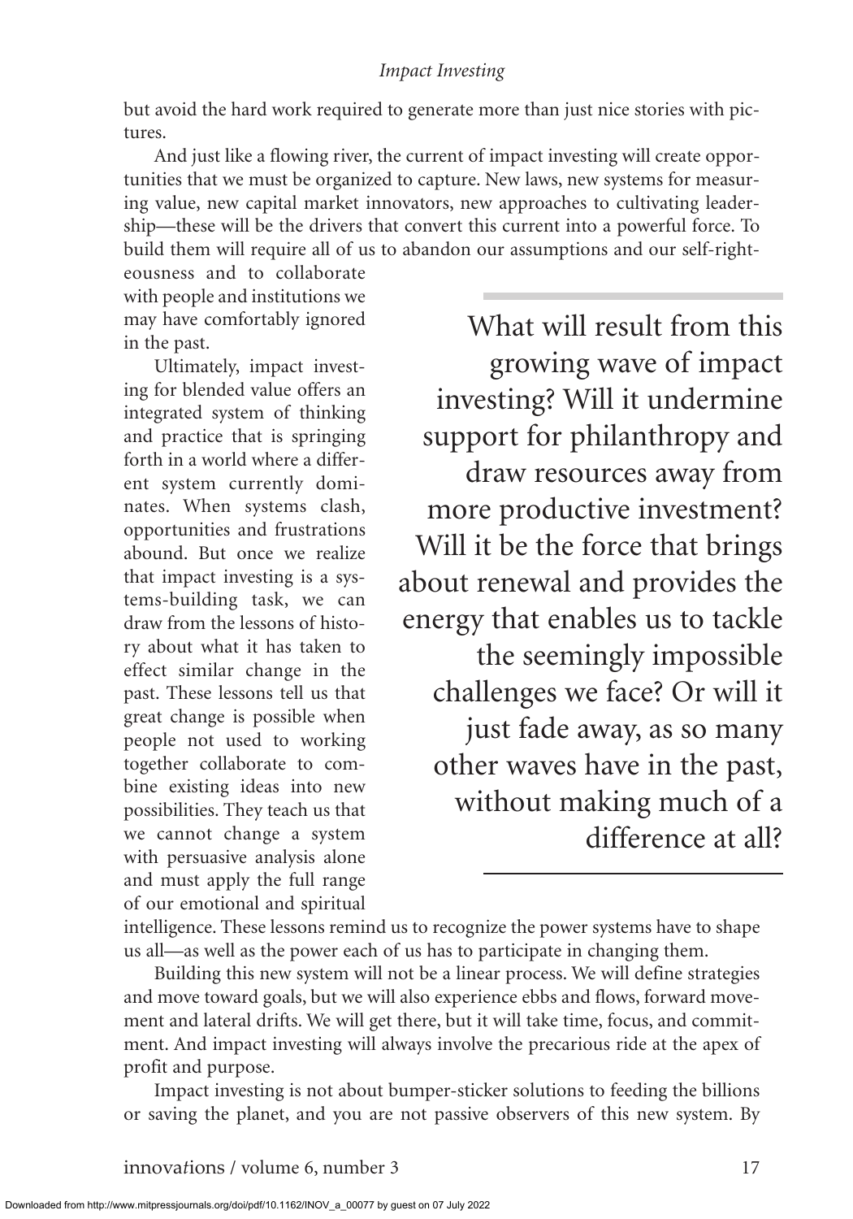but avoid the hard work required to generate more than just nice stories with pictures.

And just like a flowing river, the current of impact investing will create opportunities that we must be organized to capture. New laws, new systems for measuring value, new capital market innovators, new approaches to cultivating leadership—these will be the drivers that convert this current into a powerful force. To build them will require all of us to abandon our assumptions and our self-righteousness and to collaborate with people and institutions we may have comfortably ignored in the past.

Ultimately, impact investing for blended value offers an integrated system of thinking and practice that is springing forth in a world where a different system currently dominates. When systems clash, opportunities and frustrations abound. But once we realize that impact investing is a systems-building task, we can draw from the lessons of history about what it has taken to effect similar change in the past. These lessons tell us that great change is possible when people not used to working together collaborate to combine existing ideas into new possibilities. They teach us that we cannot change a system with persuasive analysis alone and must apply the full range of our emotional and spiritual intelligence. These lessons remind us to recognize the power systems have to shape us all—as well as the power each of us has to participate in changing them.

> What will result from this growing wave of impact investing? Will it undermine support for philanthropy and draw resources away from more productive investment? Will it be the force that brings about renewal and provides the energy that enables us to tackle the seemingly impossible challenges we face? Or will it just fade away, as so many other waves have in the past, without making much of a difference at all?

Building this new system will not be a linear process. We will define strategies and move toward goals, but we will also experience ebbs and flows, forward movement and lateral drifts. We will get there, but it will take time, focus, and commitment. And impact investing will always involve the precarious ride at the apex of profit and purpose.

Impact investing is not about bumper-sticker solutions to feeding the billions or saving the planet, and you are not passive observers of this new system. By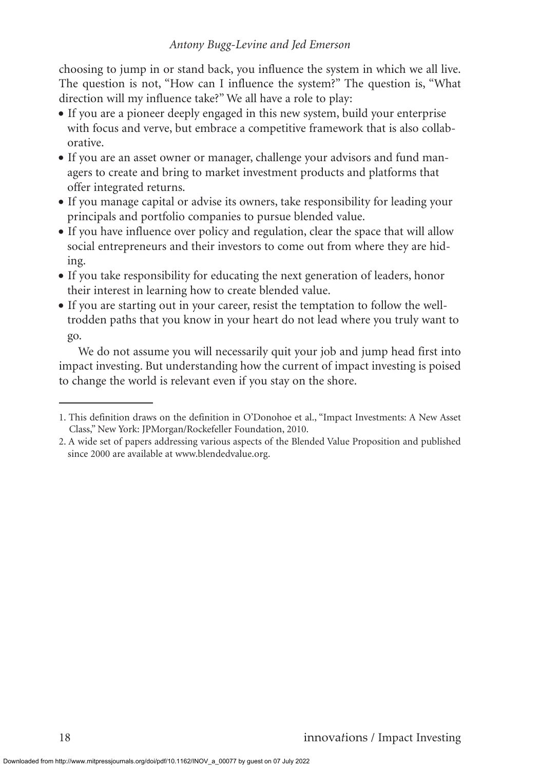choosing to jump in or stand back, you influence the system in which we all live. The question is not, "How can I influence the system?" The question is, "What direction will my influence take?" We all have a role to play:

- If you are a pioneer deeply engaged in this new system, build your enterprise with focus and verve, but embrace a competitive framework that is also collaborative.
- If you are an asset owner or manager, challenge your advisors and fund managers to create and bring to market investment products and platforms that offer integrated returns.
- If you manage capital or advise its owners, take responsibility for leading your principals and portfolio companies to pursue blended value.
- If you have influence over policy and regulation, clear the space that will allow social entrepreneurs and their investors to come out from where they are hiding.
- If you take responsibility for educating the next generation of leaders, honor their interest in learning how to create blended value.
- If you are starting out in your career, resist the temptation to follow the well-trodden paths that you know in your heart do not lead where you truly want to go.

We do not assume you will necessarily quit your job and jump head first into impact investing. But understanding how the current of impact investing is poised to change the world is relevant even if you stay on the shore.

---

1. This definition draws on the definition in O'Donohoe et al., "Impact Investments: A New Asset Class," New York: JPMorgan/Rockefeller Foundation, 2010.
2. A wide set of papers addressing various aspects of the Blended Value Proposition and published since 2000 are available at www.blendedvalue.org.